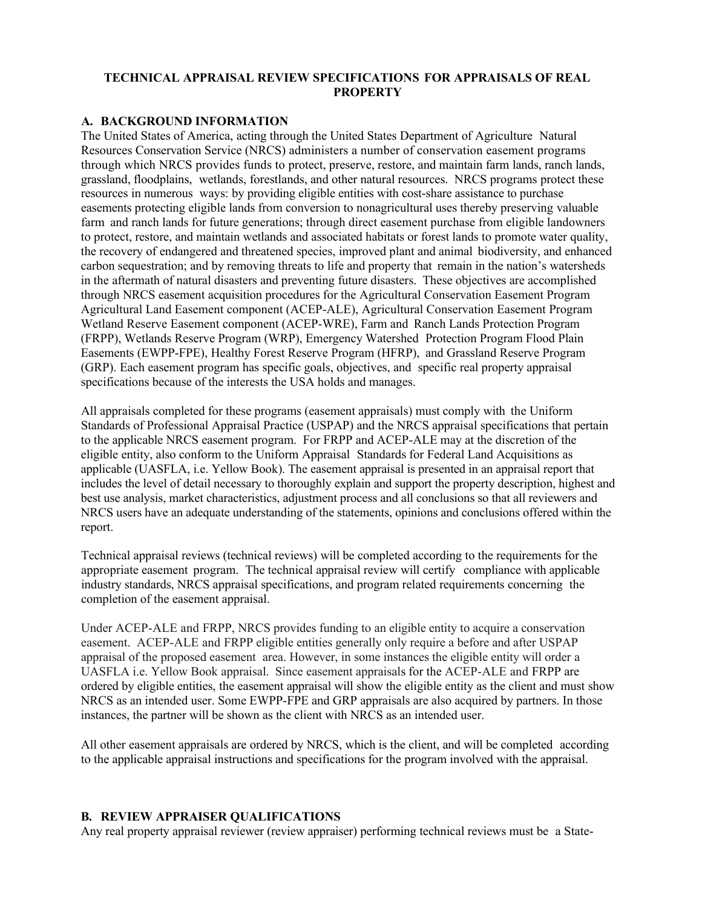# TECHNICAL APPRAISAL REVIEW SPECIFICATIONS FOR APPRAISALS OF REAL PROPERTY

## A. BACKGROUND INFORMATION

The United States of America, acting through the United States Department of Agriculture Natural Resources Conservation Service (NRCS) administers a number of conservation easement programs through which NRCS provides funds to protect, preserve, restore, and maintain farm lands, ranch lands, grassland, floodplains, wetlands, forestlands, and other natural resources. NRCS programs protect these resources in numerous ways: by providing eligible entities with cost-share assistance to purchase easements protecting eligible lands from conversion to nonagricultural uses thereby preserving valuable farm and ranch lands for future generations; through direct easement purchase from eligible landowners to protect, restore, and maintain wetlands and associated habitats or forest lands to promote water quality, the recovery of endangered and threatened species, improved plant and animal biodiversity, and enhanced carbon sequestration; and by removing threats to life and property that remain in the nation's watersheds in the aftermath of natural disasters and preventing future disasters. These objectives are accomplished through NRCS easement acquisition procedures for the Agricultural Conservation Easement Program Agricultural Land Easement component (ACEP-ALE), Agricultural Conservation Easement Program Wetland Reserve Easement component (ACEP-WRE), Farm and Ranch Lands Protection Program (FRPP), Wetlands Reserve Program (WRP), Emergency Watershed Protection Program Flood Plain Easements (EWPP-FPE), Healthy Forest Reserve Program (HFRP), and Grassland Reserve Program (GRP). Each easement program has specific goals, objectives, and specific real property appraisal specifications because of the interests the USA holds and manages.

All appraisals completed for these programs (easement appraisals) must comply with the Uniform Standards of Professional Appraisal Practice (USPAP) and the NRCS appraisal specifications that pertain to the applicable NRCS easement program. For FRPP and ACEP-ALE may at the discretion of the eligible entity, also conform to the Uniform Appraisal Standards for Federal Land Acquisitions as applicable (UASFLA, i.e. Yellow Book). The easement appraisal is presented in an appraisal report that includes the level of detail necessary to thoroughly explain and support the property description, highest and best use analysis, market characteristics, adjustment process and all conclusions so that all reviewers and NRCS users have an adequate understanding of the statements, opinions and conclusions offered within the report.

Technical appraisal reviews (technical reviews) will be completed according to the requirements for the appropriate easement program. The technical appraisal review will certify compliance with applicable industry standards, NRCS appraisal specifications, and program related requirements concerning the completion of the easement appraisal.

Under ACEP-ALE and FRPP, NRCS provides funding to an eligible entity to acquire a conservation easement. ACEP-ALE and FRPP eligible entities generally only require a before and after USPAP appraisal of the proposed easement area. However, in some instances the eligible entity will order a UASFLA i.e. Yellow Book appraisal. Since easement appraisals for the ACEP-ALE and FRPP are ordered by eligible entities, the easement appraisal will show the eligible entity as the client and must show NRCS as an intended user. Some EWPP-FPE and GRP appraisals are also acquired by partners. In those instances, the partner will be shown as the client with NRCS as an intended user.

All other easement appraisals are ordered by NRCS, which is the client, and will be completed according to the applicable appraisal instructions and specifications for the program involved with the appraisal.

## B. REVIEW APPRAISER QUALIFICATIONS

Any real property appraisal reviewer (review appraiser) performing technical reviews must be a State-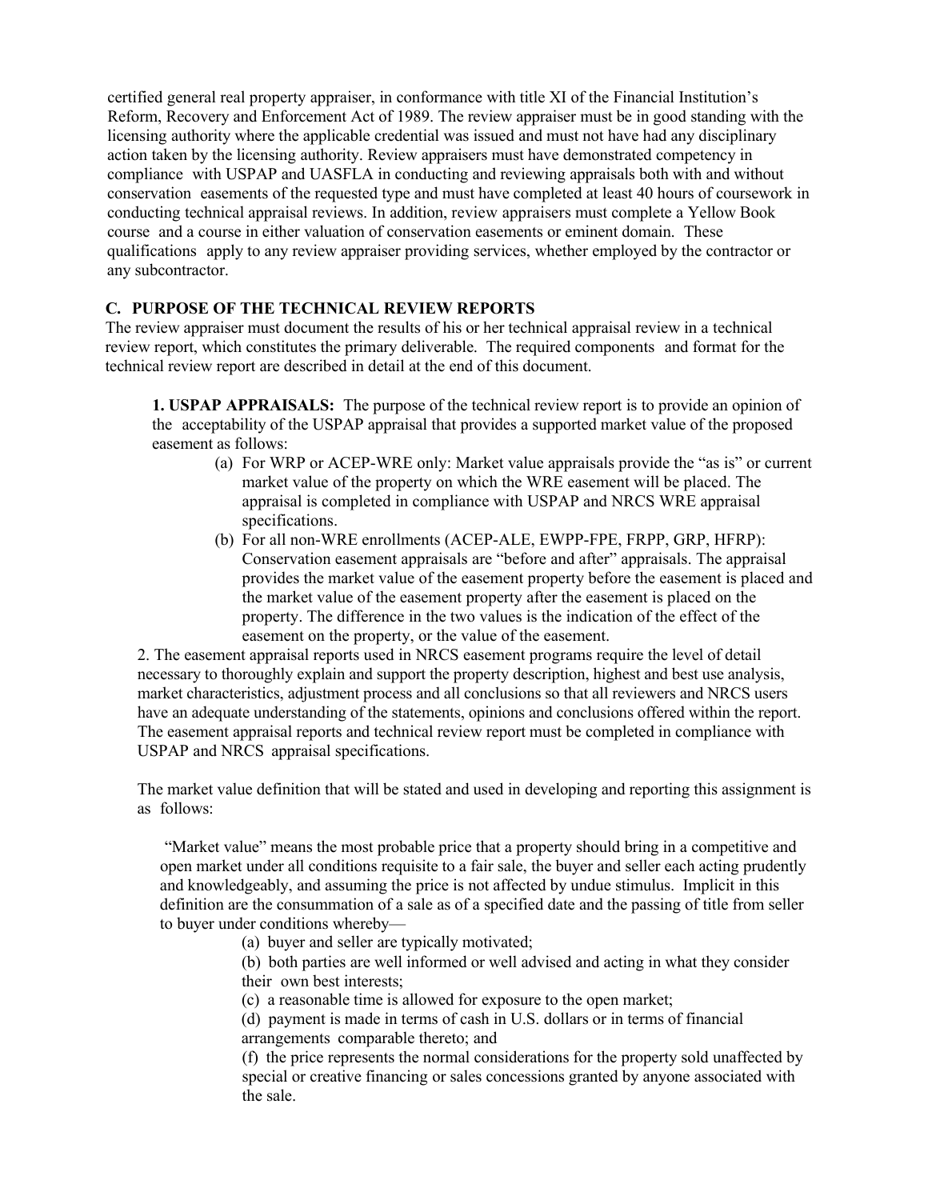certified general real property appraiser, in conformance with title XI of the Financial Institution's Reform, Recovery and Enforcement Act of 1989. The review appraiser must be in good standing with the licensing authority where the applicable credential was issued and must not have had any disciplinary action taken by the licensing authority. Review appraisers must have demonstrated competency in compliance with USPAP and UASFLA in conducting and reviewing appraisals both with and without conservation easements of the requested type and must have completed at least 40 hours of coursework in conducting technical appraisal reviews. In addition, review appraisers must complete a Yellow Book course and a course in either valuation of conservation easements or eminent domain. These qualifications apply to any review appraiser providing services, whether employed by the contractor or any subcontractor.

## C. PURPOSE OF THE TECHNICAL REVIEW REPORTS

The review appraiser must document the results of his or her technical appraisal review in a technical review report, which constitutes the primary deliverable. The required components and format for the technical review report are described in detail at the end of this document.

**1. USPAP APPRAISALS:** The purpose of the technical review report is to provide an opinion of the acceptability of the USPAP appraisal that provides a supported market value of the proposed easement as follows:

(a) For WRP or ACEP-WRE only: Market value appraisals provide the "as is" or current market value of the property on which the WRE easement will be placed. The appraisal is completed in compliance with USPAP and NRCS WRE appraisal specifications.

(b) For all non-WRE enrollments (ACEP-ALE, EWPP-FPE, FRPP, GRP, HFRP): Conservation easement appraisals are "before and after" appraisals. The appraisal provides the market value of the easement property before the easement is placed and the market value of the easement property after the easement is placed on the property. The difference in the two values is the indication of the effect of the easement on the property, or the value of the easement.

2. The easement appraisal reports used in NRCS easement programs require the level of detail necessary to thoroughly explain and support the property description, highest and best use analysis, market characteristics, adjustment process and all conclusions so that all reviewers and NRCS users have an adequate understanding of the statements, opinions and conclusions offered within the report. The easement appraisal reports and technical review report must be completed in compliance with USPAP and NRCS appraisal specifications.

The market value definition that will be stated and used in developing and reporting this assignment is as follows:

"Market value" means the most probable price that a property should bring in a competitive and open market under all conditions requisite to a fair sale, the buyer and seller each acting prudently and knowledgeably, and assuming the price is not affected by undue stimulus. Implicit in this definition are the consummation of a sale as of a specified date and the passing of title from seller to buyer under conditions whereby—

(a) buyer and seller are typically motivated;

(b) both parties are well informed or well advised and acting in what they consider their own best interests;

(c) a reasonable time is allowed for exposure to the open market;

(d) payment is made in terms of cash in U.S. dollars or in terms of financial arrangements comparable thereto; and

(f) the price represents the normal considerations for the property sold unaffected by special or creative financing or sales concessions granted by anyone associated with the sale.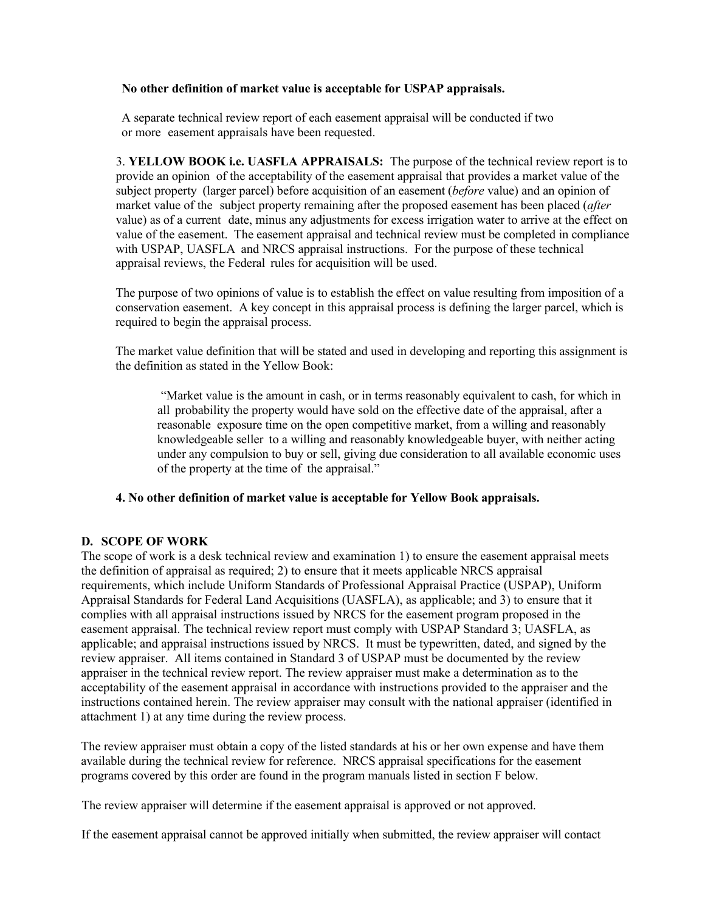**No other definition of market value is acceptable for USPAP appraisals.**

A separate technical review report of each easement appraisal will be conducted if two or more easement appraisals have been requested.

3. **YELLOW BOOK i.e. UASFLA APPRAISALS:** The purpose of the technical review report is to provide an opinion of the acceptability of the easement appraisal that provides a market value of the subject property (larger parcel) before acquisition of an easement (*before* value) and an opinion of market value of the subject property remaining after the proposed easement has been placed (*after* value) as of a current date, minus any adjustments for excess irrigation water to arrive at the effect on value of the easement. The easement appraisal and technical review must be completed in compliance with USPAP, UASFLA and NRCS appraisal instructions. For the purpose of these technical appraisal reviews, the Federal rules for acquisition will be used.

The purpose of two opinions of value is to establish the effect on value resulting from imposition of a conservation easement. A key concept in this appraisal process is defining the larger parcel, which is required to begin the appraisal process.

The market value definition that will be stated and used in developing and reporting this assignment is the definition as stated in the Yellow Book:

> "Market value is the amount in cash, or in terms reasonably equivalent to cash, for which in all probability the property would have sold on the effective date of the appraisal, after a reasonable exposure time on the open competitive market, from a willing and reasonably knowledgeable seller to a willing and reasonably knowledgeable buyer, with neither acting under any compulsion to buy or sell, giving due consideration to all available economic uses of the property at the time of the appraisal."

**4. No other definition of market value is acceptable for Yellow Book appraisals.**

## D. SCOPE OF WORK

The scope of work is a desk technical review and examination 1) to ensure the easement appraisal meets the definition of appraisal as required; 2) to ensure that it meets applicable NRCS appraisal requirements, which include Uniform Standards of Professional Appraisal Practice (USPAP), Uniform Appraisal Standards for Federal Land Acquisitions (UASFLA), as applicable; and 3) to ensure that it complies with all appraisal instructions issued by NRCS for the easement program proposed in the easement appraisal. The technical review report must comply with USPAP Standard 3; UASFLA, as applicable; and appraisal instructions issued by NRCS. It must be typewritten, dated, and signed by the review appraiser. All items contained in Standard 3 of USPAP must be documented by the review appraiser in the technical review report. The review appraiser must make a determination as to the acceptability of the easement appraisal in accordance with instructions provided to the appraiser and the instructions contained herein. The review appraiser may consult with the national appraiser (identified in attachment 1) at any time during the review process.

The review appraiser must obtain a copy of the listed standards at his or her own expense and have them available during the technical review for reference. NRCS appraisal specifications for the easement programs covered by this order are found in the program manuals listed in section F below.

The review appraiser will determine if the easement appraisal is approved or not approved.

If the easement appraisal cannot be approved initially when submitted, the review appraiser will contact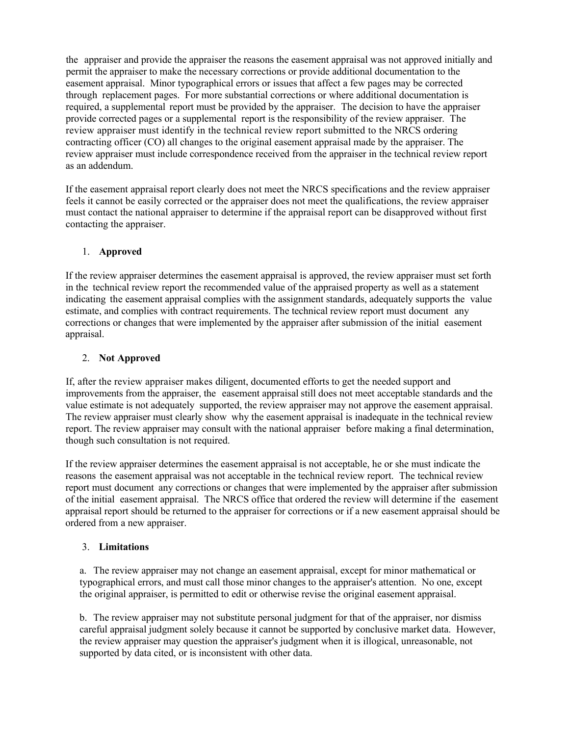the appraiser and provide the appraiser the reasons the easement appraisal was not approved initially and permit the appraiser to make the necessary corrections or provide additional documentation to the easement appraisal. Minor typographical errors or issues that affect a few pages may be corrected through replacement pages. For more substantial corrections or where additional documentation is required, a supplemental report must be provided by the appraiser. The decision to have the appraiser provide corrected pages or a supplemental report is the responsibility of the review appraiser. The review appraiser must identify in the technical review report submitted to the NRCS ordering contracting officer (CO) all changes to the original easement appraisal made by the appraiser. The review appraiser must include correspondence received from the appraiser in the technical review report as an addendum.

If the easement appraisal report clearly does not meet the NRCS specifications and the review appraiser feels it cannot be easily corrected or the appraiser does not meet the qualifications, the review appraiser must contact the national appraiser to determine if the appraisal report can be disapproved without first contacting the appraiser.

1. **Approved**

If the review appraiser determines the easement appraisal is approved, the review appraiser must set forth in the technical review report the recommended value of the appraised property as well as a statement indicating the easement appraisal complies with the assignment standards, adequately supports the value estimate, and complies with contract requirements. The technical review report must document any corrections or changes that were implemented by the appraiser after submission of the initial easement appraisal.

2. **Not Approved**

If, after the review appraiser makes diligent, documented efforts to get the needed support and improvements from the appraiser, the easement appraisal still does not meet acceptable standards and the value estimate is not adequately supported, the review appraiser may not approve the easement appraisal. The review appraiser must clearly show why the easement appraisal is inadequate in the technical review report. The review appraiser may consult with the national appraiser before making a final determination, though such consultation is not required.

If the review appraiser determines the easement appraisal is not acceptable, he or she must indicate the reasons the easement appraisal was not acceptable in the technical review report. The technical review report must document any corrections or changes that were implemented by the appraiser after submission of the initial easement appraisal. The NRCS office that ordered the review will determine if the easement appraisal report should be returned to the appraiser for corrections or if a new easement appraisal should be ordered from a new appraiser.

3. **Limitations**

a. The review appraiser may not change an easement appraisal, except for minor mathematical or typographical errors, and must call those minor changes to the appraiser's attention. No one, except the original appraiser, is permitted to edit or otherwise revise the original easement appraisal.

b. The review appraiser may not substitute personal judgment for that of the appraiser, nor dismiss careful appraisal judgment solely because it cannot be supported by conclusive market data. However, the review appraiser may question the appraiser's judgment when it is illogical, unreasonable, not supported by data cited, or is inconsistent with other data.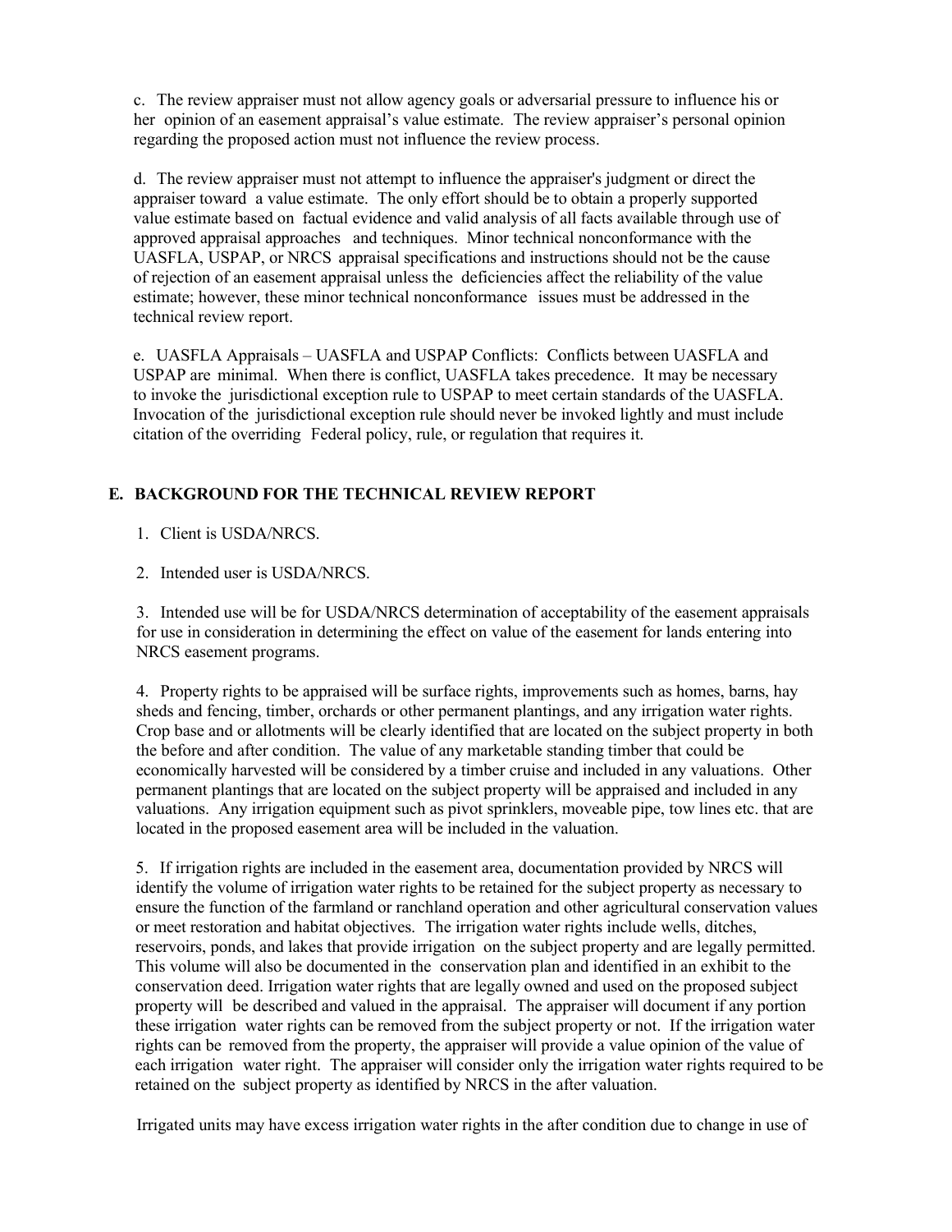c. The review appraiser must not allow agency goals or adversarial pressure to influence his or her opinion of an easement appraisal's value estimate. The review appraiser's personal opinion regarding the proposed action must not influence the review process.

d. The review appraiser must not attempt to influence the appraiser's judgment or direct the appraiser toward a value estimate. The only effort should be to obtain a properly supported value estimate based on factual evidence and valid analysis of all facts available through use of approved appraisal approaches and techniques. Minor technical nonconformance with the UASFLA, USPAP, or NRCS appraisal specifications and instructions should not be the cause of rejection of an easement appraisal unless the deficiencies affect the reliability of the value estimate; however, these minor technical nonconformance issues must be addressed in the technical review report.

e. UASFLA Appraisals – UASFLA and USPAP Conflicts: Conflicts between UASFLA and USPAP are minimal. When there is conflict, UASFLA takes precedence. It may be necessary to invoke the jurisdictional exception rule to USPAP to meet certain standards of the UASFLA. Invocation of the jurisdictional exception rule should never be invoked lightly and must include citation of the overriding Federal policy, rule, or regulation that requires it.

## E. BACKGROUND FOR THE TECHNICAL REVIEW REPORT

1. Client is USDA/NRCS.

2. Intended user is USDA/NRCS.

3. Intended use will be for USDA/NRCS determination of acceptability of the easement appraisals for use in consideration in determining the effect on value of the easement for lands entering into NRCS easement programs.

4. Property rights to be appraised will be surface rights, improvements such as homes, barns, hay sheds and fencing, timber, orchards or other permanent plantings, and any irrigation water rights. Crop base and or allotments will be clearly identified that are located on the subject property in both the before and after condition. The value of any marketable standing timber that could be economically harvested will be considered by a timber cruise and included in any valuations. Other permanent plantings that are located on the subject property will be appraised and included in any valuations. Any irrigation equipment such as pivot sprinklers, moveable pipe, tow lines etc. that are located in the proposed easement area will be included in the valuation.

5. If irrigation rights are included in the easement area, documentation provided by NRCS will identify the volume of irrigation water rights to be retained for the subject property as necessary to ensure the function of the farmland or ranchland operation and other agricultural conservation values or meet restoration and habitat objectives. The irrigation water rights include wells, ditches, reservoirs, ponds, and lakes that provide irrigation on the subject property and are legally permitted. This volume will also be documented in the conservation plan and identified in an exhibit to the conservation deed. Irrigation water rights that are legally owned and used on the proposed subject property will be described and valued in the appraisal. The appraiser will document if any portion these irrigation water rights can be removed from the subject property or not. If the irrigation water rights can be removed from the property, the appraiser will provide a value opinion of the value of each irrigation water right. The appraiser will consider only the irrigation water rights required to be retained on the subject property as identified by NRCS in the after valuation.

Irrigated units may have excess irrigation water rights in the after condition due to change in use of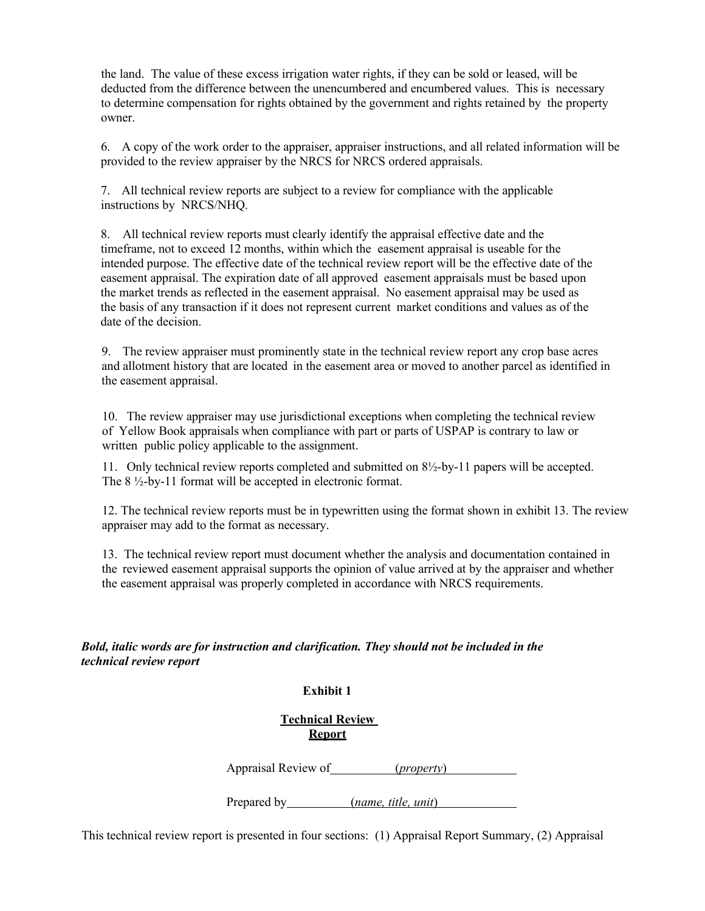the land. The value of these excess irrigation water rights, if they can be sold or leased, will be deducted from the difference between the unencumbered and encumbered values. This is necessary to determine compensation for rights obtained by the government and rights retained by the property owner.

6. A copy of the work order to the appraiser, appraiser instructions, and all related information will be provided to the review appraiser by the NRCS for NRCS ordered appraisals.

7. All technical review reports are subject to a review for compliance with the applicable instructions by NRCS/NHQ.

8. All technical review reports must clearly identify the appraisal effective date and the timeframe, not to exceed 12 months, within which the easement appraisal is useable for the intended purpose. The effective date of the technical review report will be the effective date of the easement appraisal. The expiration date of all approved easement appraisals must be based upon the market trends as reflected in the easement appraisal. No easement appraisal may be used as the basis of any transaction if it does not represent current market conditions and values as of the date of the decision.

9. The review appraiser must prominently state in the technical review report any crop base acres and allotment history that are located in the easement area or moved to another parcel as identified in the easement appraisal.

10. The review appraiser may use jurisdictional exceptions when completing the technical review of Yellow Book appraisals when compliance with part or parts of USPAP is contrary to law or written public policy applicable to the assignment.

11. Only technical review reports completed and submitted on 8½-by-11 papers will be accepted. The 8 ½-by-11 format will be accepted in electronic format.

12. The technical review reports must be in typewritten using the format shown in exhibit 13. The review appraiser may add to the format as necessary.

13. The technical review report must document whether the analysis and documentation contained in the reviewed easement appraisal supports the opinion of value arrived at by the appraiser and whether the easement appraisal was properly completed in accordance with NRCS requirements.

***Bold, italic words are for instruction and clarification. They should not be included in the technical review report***

**Exhibit 1**

**Technical Review Report**

Appraisal Review of ____ (*property*) ____

Prepared by ____ (*name, title, unit*) ____

This technical review report is presented in four sections: (1) Appraisal Report Summary, (2) Appraisal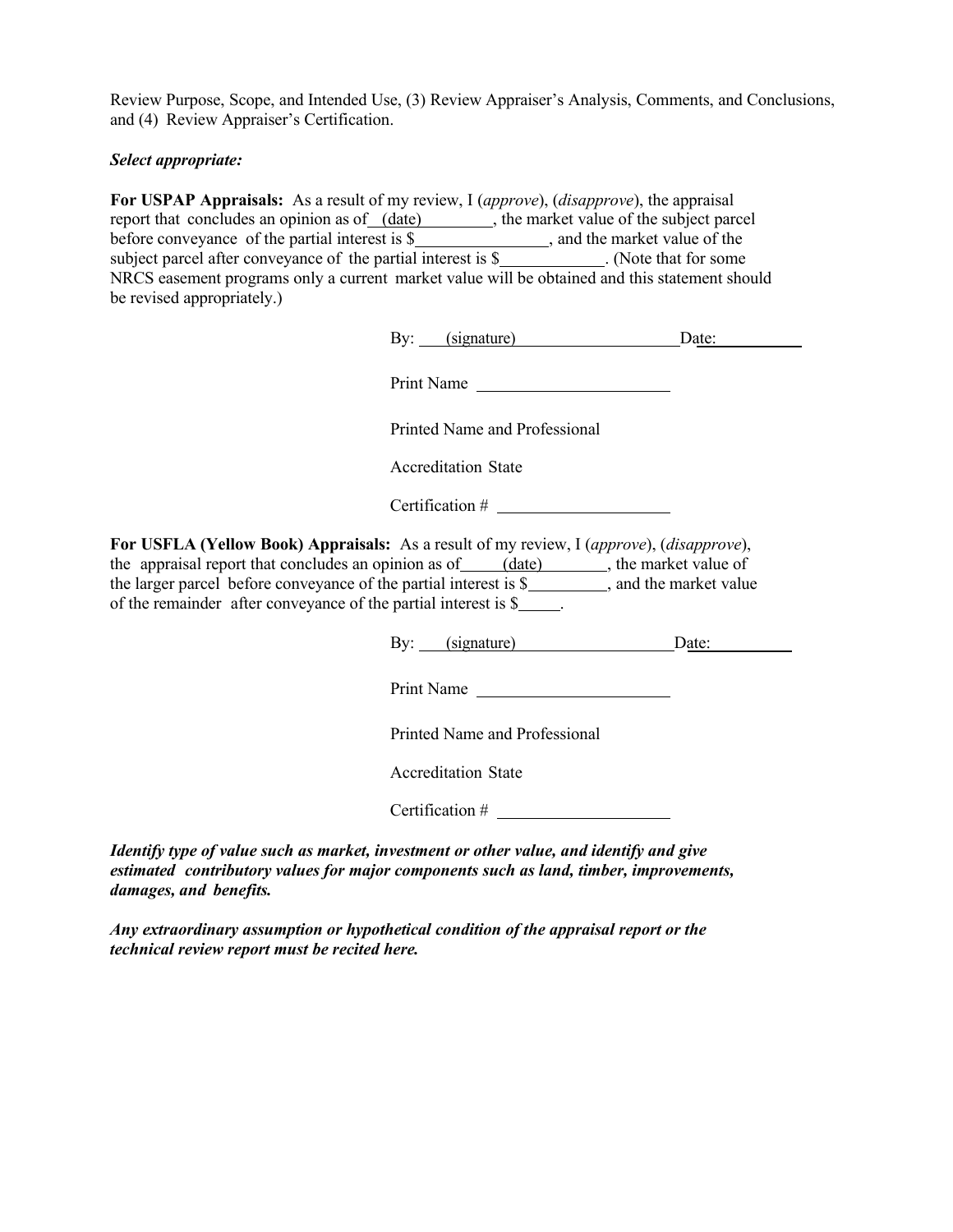Review Purpose, Scope, and Intended Use, (3) Review Appraiser's Analysis, Comments, and Conclusions, and (4) Review Appraiser's Certification.

***Select appropriate:***

**For USPAP Appraisals:** As a result of my review, I (*approve*), (*disapprove*), the appraisal report that concludes an opinion as of (date), the market value of the subject parcel before conveyance of the partial interest is $________________, and the market value of the subject parcel after conveyance of the partial interest is $____________. (Note that for some NRCS easement programs only a current market value will be obtained and this statement should be revised appropriately.)

By: (signature) Date: __________

Print Name ______________________

Printed Name and Professional

Accreditation State

Certification # ____________________

**For USFLA (Yellow Book) Appraisals:** As a result of my review, I (*approve*), (*disapprove*), the appraisal report that concludes an opinion as of (date), the market value of the larger parcel before conveyance of the partial interest is $_________, and the market value of the remainder after conveyance of the partial interest is $_____.

By: (signature) Date: __________

Print Name ______________________

Printed Name and Professional

Accreditation State

Certification # ____________________

***Identify type of value such as market, investment or other value, and identify and give estimated contributory values for major components such as land, timber, improvements, damages, and benefits.***

***Any extraordinary assumption or hypothetical condition of the appraisal report or the technical review report must be recited here.***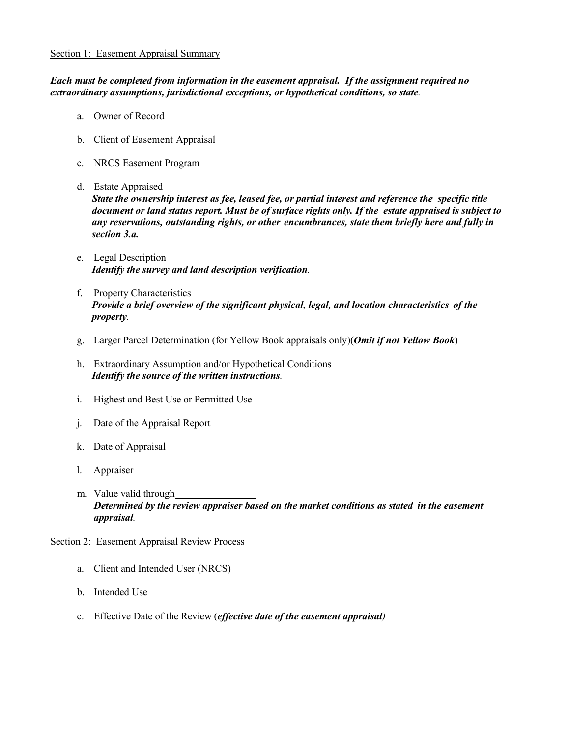Section 1: Easement Appraisal Summary

***Each must be completed from information in the easement appraisal. If the assignment required no extraordinary assumptions, jurisdictional exceptions, or hypothetical conditions, so state.***

a. Owner of Record

b. Client of Easement Appraisal

c. NRCS Easement Program

d. Estate Appraised
   ***State the ownership interest as fee, leased fee, or partial interest and reference the specific title document or land status report. Must be of surface rights only. If the estate appraised is subject to any reservations, outstanding rights, or other encumbrances, state them briefly here and fully in section 3.a.***

e. Legal Description
   ***Identify the survey and land description verification.***

f. Property Characteristics
   ***Provide a brief overview of the significant physical, legal, and location characteristics of the property.***

g. Larger Parcel Determination (for Yellow Book appraisals only)(***Omit if not Yellow Book***)

h. Extraordinary Assumption and/or Hypothetical Conditions
   ***Identify the source of the written instructions.***

i. Highest and Best Use or Permitted Use

j. Date of the Appraisal Report

k. Date of Appraisal

l. Appraiser

m. Value valid through\_\_\_\_\_\_\_\_\_\_\_\_\_\_\_\_
   ***Determined by the review appraiser based on the market conditions as stated in the easement appraisal.***

Section 2: Easement Appraisal Review Process

a. Client and Intended User (NRCS)

b. Intended Use

c. Effective Date of the Review (***effective date of the easement appraisal)***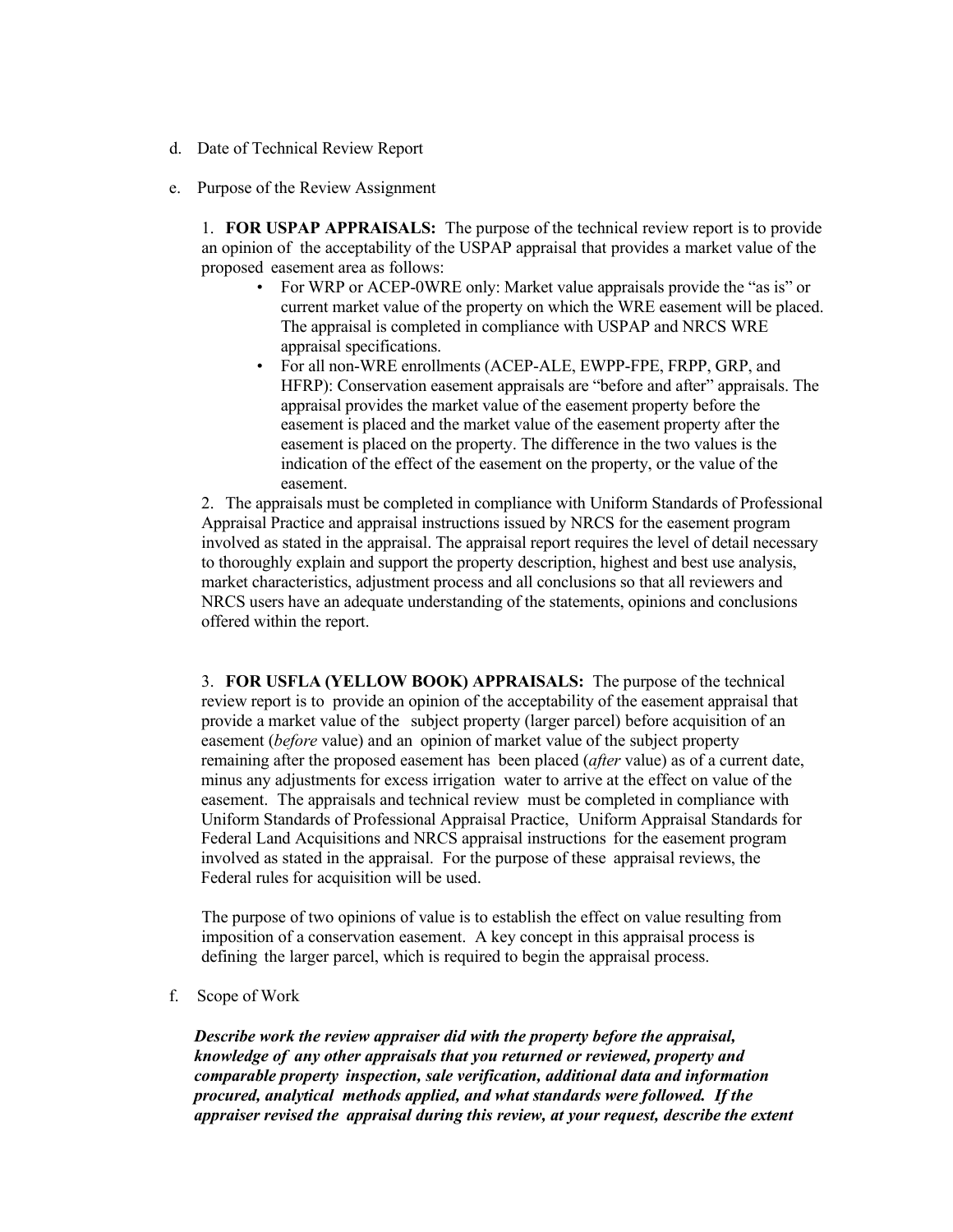d. Date of Technical Review Report

e. Purpose of the Review Assignment

1. **FOR USPAP APPRAISALS:** The purpose of the technical review report is to provide an opinion of the acceptability of the USPAP appraisal that provides a market value of the proposed easement area as follows:

- For WRP or ACEP-0WRE only: Market value appraisals provide the "as is" or current market value of the property on which the WRE easement will be placed. The appraisal is completed in compliance with USPAP and NRCS WRE appraisal specifications.
- For all non-WRE enrollments (ACEP-ALE, EWPP-FPE, FRPP, GRP, and HFRP): Conservation easement appraisals are "before and after" appraisals. The appraisal provides the market value of the easement property before the easement is placed and the market value of the easement property after the easement is placed on the property. The difference in the two values is the indication of the effect of the easement on the property, or the value of the easement.

2. The appraisals must be completed in compliance with Uniform Standards of Professional Appraisal Practice and appraisal instructions issued by NRCS for the easement program involved as stated in the appraisal. The appraisal report requires the level of detail necessary to thoroughly explain and support the property description, highest and best use analysis, market characteristics, adjustment process and all conclusions so that all reviewers and NRCS users have an adequate understanding of the statements, opinions and conclusions offered within the report.

3. **FOR USFLA (YELLOW BOOK) APPRAISALS:** The purpose of the technical review report is to provide an opinion of the acceptability of the easement appraisal that provide a market value of the subject property (larger parcel) before acquisition of an easement (*before* value) and an opinion of market value of the subject property remaining after the proposed easement has been placed (*after* value) as of a current date, minus any adjustments for excess irrigation water to arrive at the effect on value of the easement. The appraisals and technical review must be completed in compliance with Uniform Standards of Professional Appraisal Practice, Uniform Appraisal Standards for Federal Land Acquisitions and NRCS appraisal instructions for the easement program involved as stated in the appraisal. For the purpose of these appraisal reviews, the Federal rules for acquisition will be used.

The purpose of two opinions of value is to establish the effect on value resulting from imposition of a conservation easement. A key concept in this appraisal process is defining the larger parcel, which is required to begin the appraisal process.

f. Scope of Work

***Describe work the review appraiser did with the property before the appraisal, knowledge of any other appraisals that you returned or reviewed, property and comparable property inspection, sale verification, additional data and information procured, analytical methods applied, and what standards were followed. If the appraiser revised the appraisal during this review, at your request, describe the extent***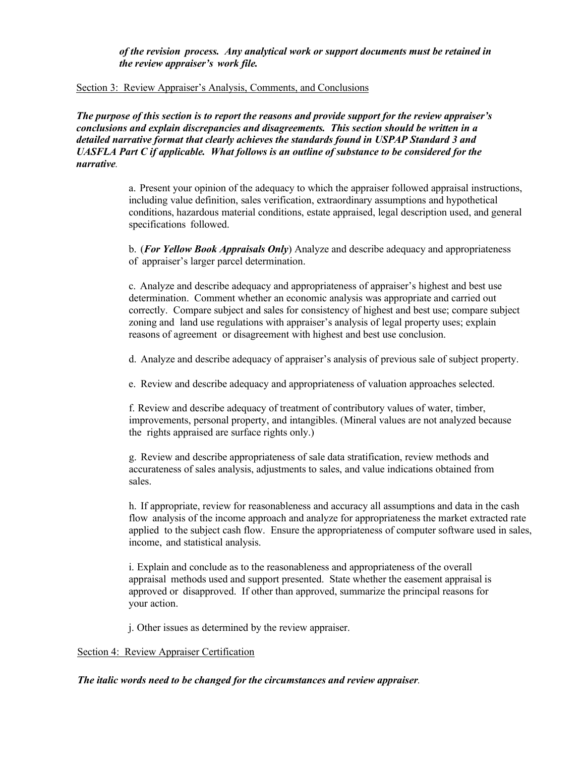*__of the revision process. Any analytical work or support documents must be retained in the review appraiser's work file.__*

Section 3: Review Appraiser's Analysis, Comments, and Conclusions

***The purpose of this section is to report the reasons and provide support for the review appraiser's conclusions and explain discrepancies and disagreements. This section should be written in a detailed narrative format that clearly achieves the standards found in USPAP Standard 3 and UASFLA Part C if applicable. What follows is an outline of substance to be considered for the narrative.***

a. Present your opinion of the adequacy to which the appraiser followed appraisal instructions, including value definition, sales verification, extraordinary assumptions and hypothetical conditions, hazardous material conditions, estate appraised, legal description used, and general specifications followed.

b. (***For Yellow Book Appraisals Only***) Analyze and describe adequacy and appropriateness of appraiser's larger parcel determination.

c. Analyze and describe adequacy and appropriateness of appraiser's highest and best use determination. Comment whether an economic analysis was appropriate and carried out correctly. Compare subject and sales for consistency of highest and best use; compare subject zoning and land use regulations with appraiser's analysis of legal property uses; explain reasons of agreement or disagreement with highest and best use conclusion.

d. Analyze and describe adequacy of appraiser's analysis of previous sale of subject property.

e. Review and describe adequacy and appropriateness of valuation approaches selected.

f. Review and describe adequacy of treatment of contributory values of water, timber, improvements, personal property, and intangibles. (Mineral values are not analyzed because the rights appraised are surface rights only.)

g. Review and describe appropriateness of sale data stratification, review methods and accurateness of sales analysis, adjustments to sales, and value indications obtained from sales.

h. If appropriate, review for reasonableness and accuracy all assumptions and data in the cash flow analysis of the income approach and analyze for appropriateness the market extracted rate applied to the subject cash flow. Ensure the appropriateness of computer software used in sales, income, and statistical analysis.

i. Explain and conclude as to the reasonableness and appropriateness of the overall appraisal methods used and support presented. State whether the easement appraisal is approved or disapproved. If other than approved, summarize the principal reasons for your action.

j. Other issues as determined by the review appraiser.

Section 4: Review Appraiser Certification

***The italic words need to be changed for the circumstances and review appraiser.***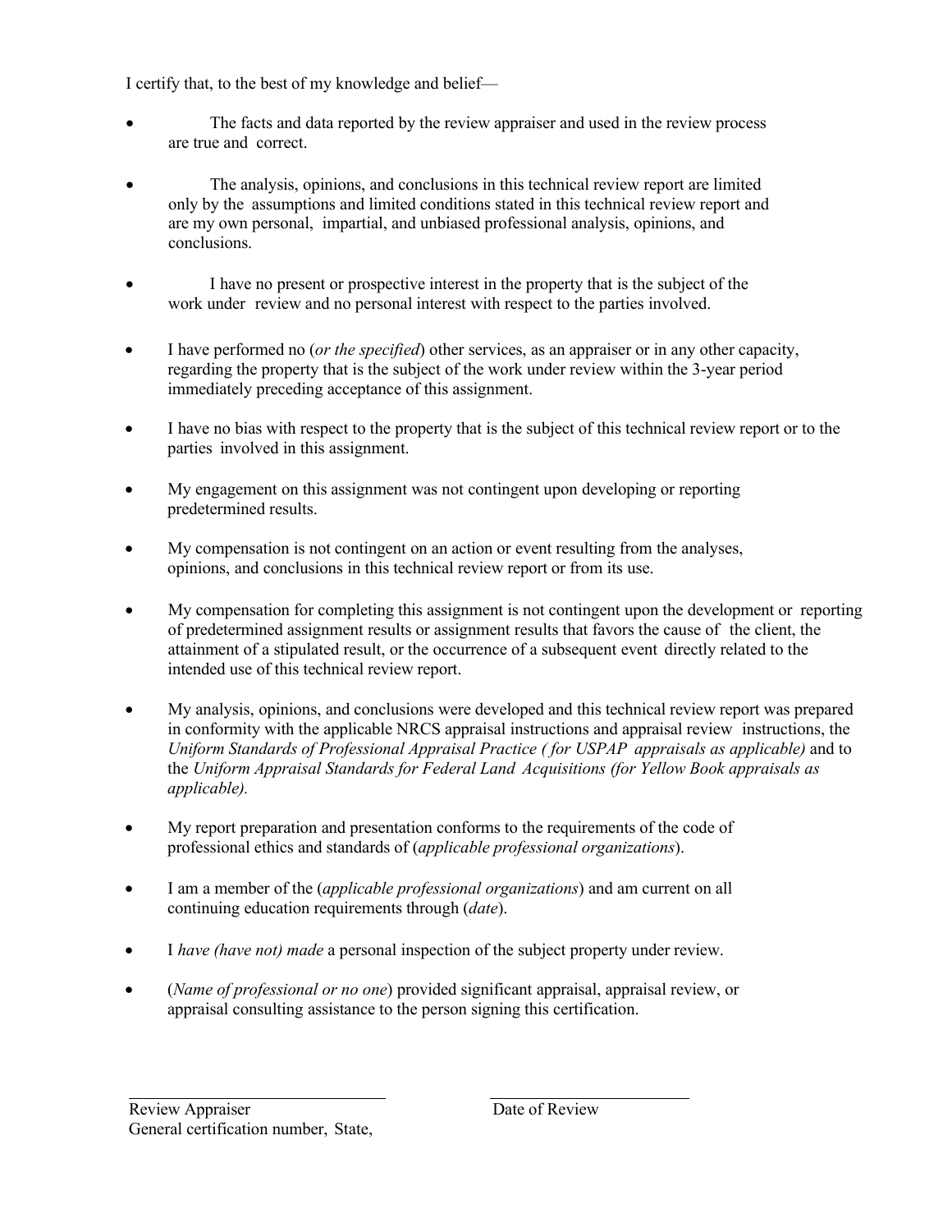I certify that, to the best of my knowledge and belief—

- The facts and data reported by the review appraiser and used in the review process are true and correct.
- The analysis, opinions, and conclusions in this technical review report are limited only by the assumptions and limited conditions stated in this technical review report and are my own personal, impartial, and unbiased professional analysis, opinions, and conclusions.
- I have no present or prospective interest in the property that is the subject of the work under review and no personal interest with respect to the parties involved.
- I have performed no (*or the specified*) other services, as an appraiser or in any other capacity, regarding the property that is the subject of the work under review within the 3-year period immediately preceding acceptance of this assignment.
- I have no bias with respect to the property that is the subject of this technical review report or to the parties involved in this assignment.
- My engagement on this assignment was not contingent upon developing or reporting predetermined results.
- My compensation is not contingent on an action or event resulting from the analyses, opinions, and conclusions in this technical review report or from its use.
- My compensation for completing this assignment is not contingent upon the development or reporting of predetermined assignment results or assignment results that favors the cause of the client, the attainment of a stipulated result, or the occurrence of a subsequent event directly related to the intended use of this technical review report.
- My analysis, opinions, and conclusions were developed and this technical review report was prepared in conformity with the applicable NRCS appraisal instructions and appraisal review instructions, the *Uniform Standards of Professional Appraisal Practice ( for USPAP appraisals as applicable)* and to the *Uniform Appraisal Standards for Federal Land Acquisitions (for Yellow Book appraisals as applicable).*
- My report preparation and presentation conforms to the requirements of the code of professional ethics and standards of (*applicable professional organizations*).
- I am a member of the (*applicable professional organizations*) and am current on all continuing education requirements through (*date*).
- I *have (have not) made* a personal inspection of the subject property under review.
- (*Name of professional or no one*) provided significant appraisal, appraisal review, or appraisal consulting assistance to the person signing this certification.

\_\_\_\_\_\_\_\_\_\_\_\_\_\_\_\_\_\_\_\_\_\_\_\_\_\_\_\_\_\_ \_\_\_\_\_\_\_\_\_\_\_\_\_\_\_\_\_\_\_\_\_\_\_\_

Review Appraiser Date of Review

General certification number, State,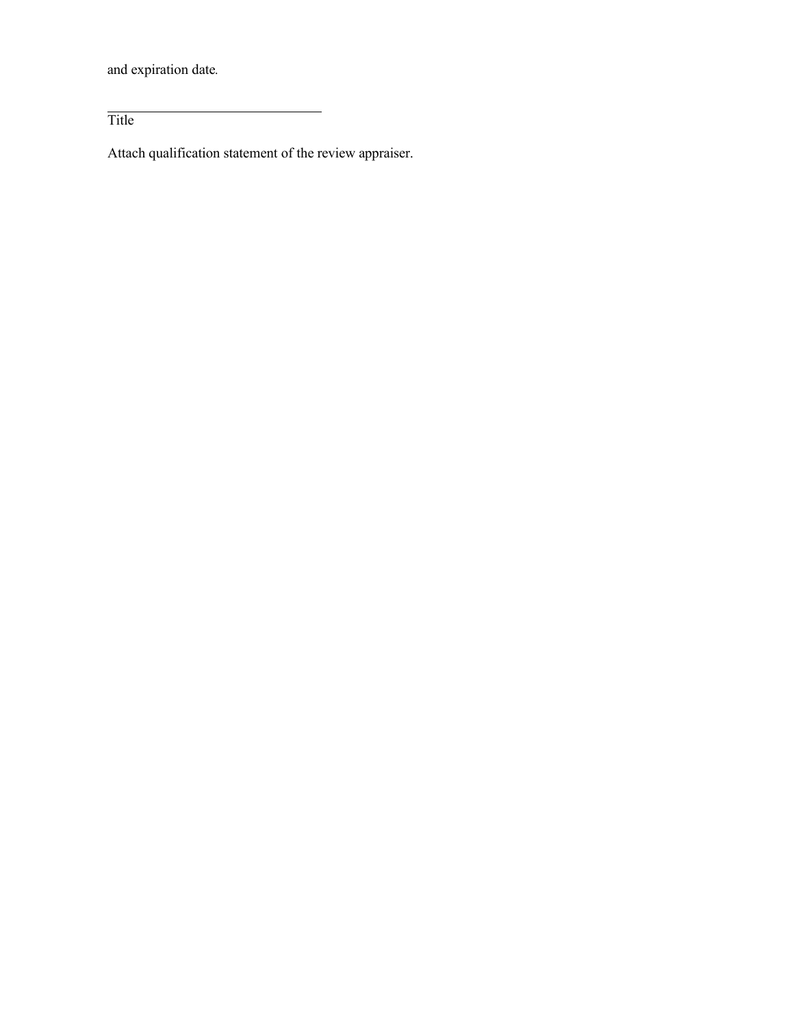and expiration date.

\_\_\_\_\_\_\_\_\_\_\_\_\_\_\_\_\_\_\_\_\_\_\_\_\_\_\_\_\_\_\_\_

Title

Attach qualification statement of the review appraiser.